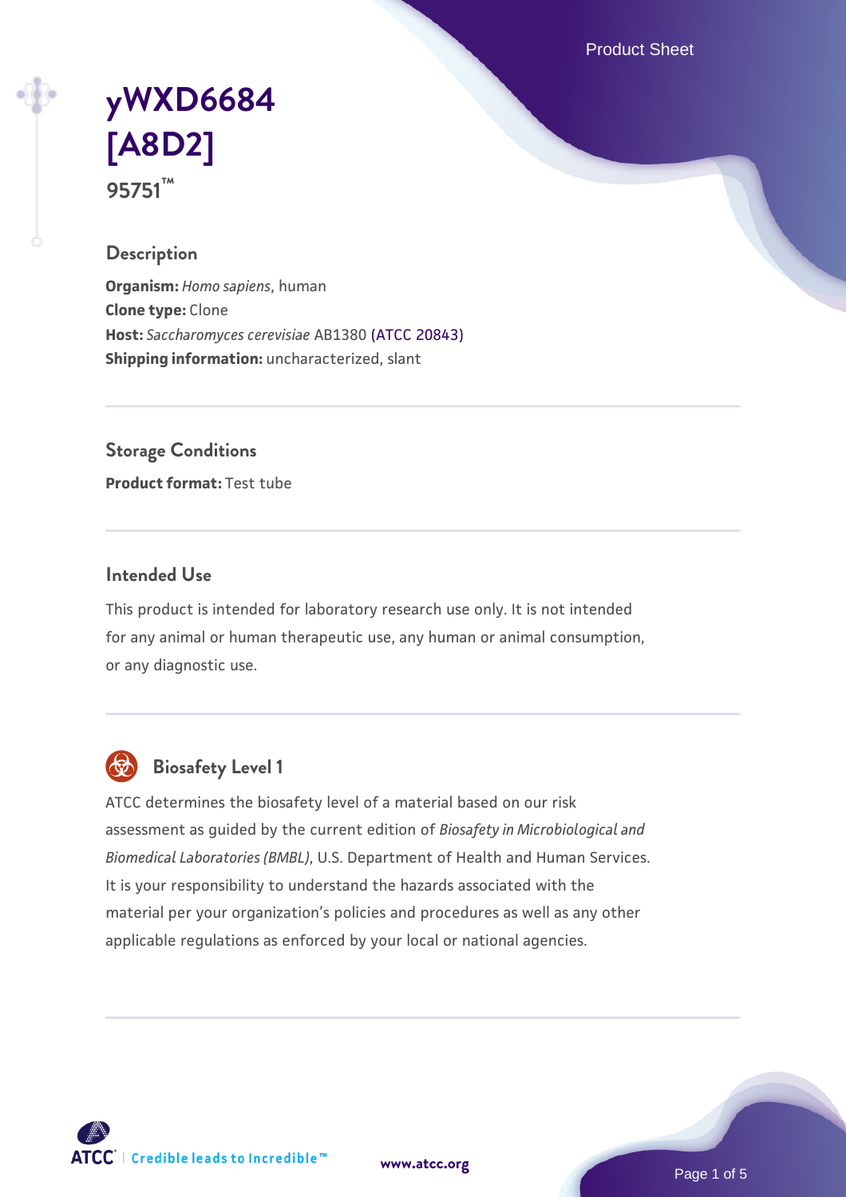# yWXD6684 [A8D2]

95751™

## Description

**Organism:** *Homo sapiens*, human
**Clone type:** Clone
**Host:** *Saccharomyces cerevisiae* AB1380 (ATCC 20843)
**Shipping information:** uncharacterized, slant

## Storage Conditions

**Product format:** Test tube

## Intended Use

This product is intended for laboratory research use only. It is not intended for any animal or human therapeutic use, any human or animal consumption, or any diagnostic use.

## Biosafety Level 1

ATCC determines the biosafety level of a material based on our risk assessment as guided by the current edition of *Biosafety in Microbiological and Biomedical Laboratories (BMBL)*, U.S. Department of Health and Human Services. It is your responsibility to understand the hazards associated with the material per your organization's policies and procedures as well as any other applicable regulations as enforced by your local or national agencies.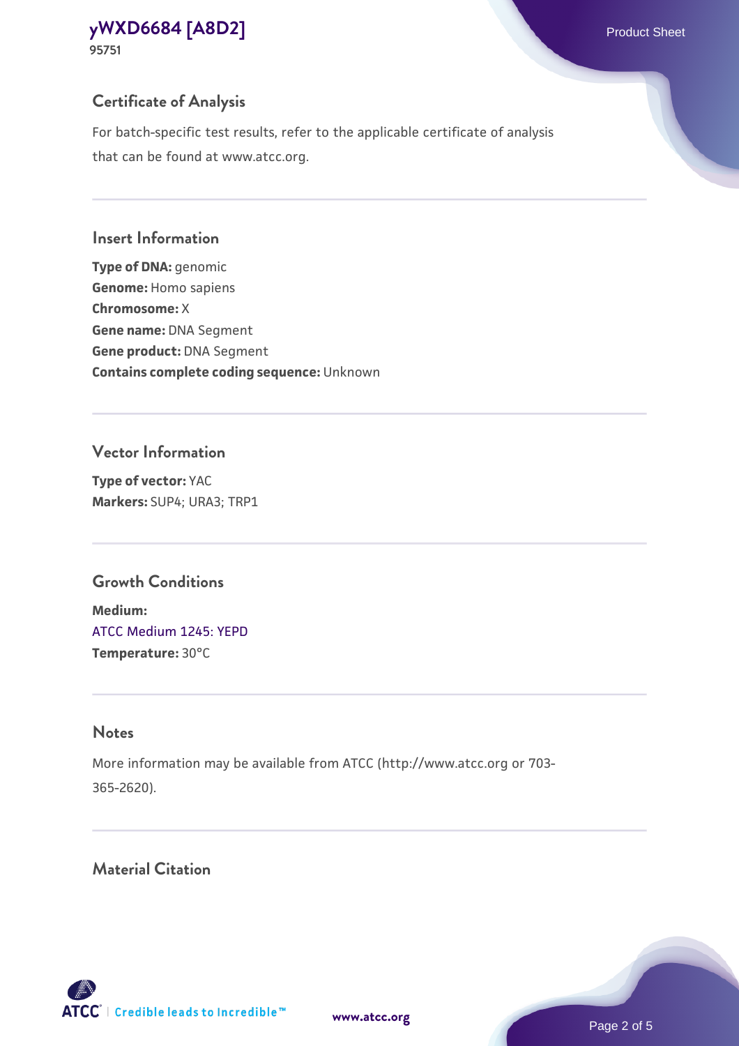## Certificate of Analysis

For batch-specific test results, refer to the applicable certificate of analysis that can be found at www.atcc.org.

## Insert Information

**Type of DNA:** genomic
**Genome:** Homo sapiens
**Chromosome:** X
**Gene name:** DNA Segment
**Gene product:** DNA Segment
**Contains complete coding sequence:** Unknown

## Vector Information

**Type of vector:** YAC
**Markers:** SUP4; URA3; TRP1

## Growth Conditions

**Medium:**
ATCC Medium 1245: YEPD
**Temperature:** 30°C

## Notes

More information may be available from ATCC (http://www.atcc.org or 703-365-2620).

## Material Citation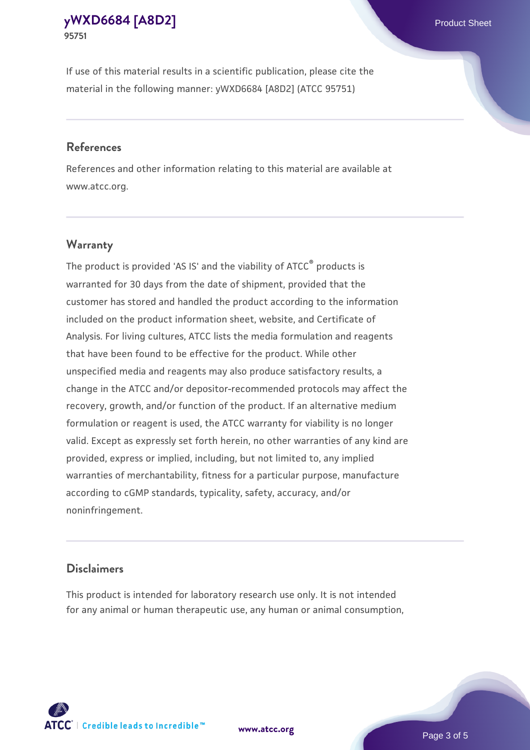If use of this material results in a scientific publication, please cite the material in the following manner: yWXD6684 [A8D2] (ATCC 95751)

## References

References and other information relating to this material are available at www.atcc.org.

## Warranty

The product is provided 'AS IS' and the viability of ATCC® products is warranted for 30 days from the date of shipment, provided that the customer has stored and handled the product according to the information included on the product information sheet, website, and Certificate of Analysis. For living cultures, ATCC lists the media formulation and reagents that have been found to be effective for the product. While other unspecified media and reagents may also produce satisfactory results, a change in the ATCC and/or depositor-recommended protocols may affect the recovery, growth, and/or function of the product. If an alternative medium formulation or reagent is used, the ATCC warranty for viability is no longer valid. Except as expressly set forth herein, no other warranties of any kind are provided, express or implied, including, but not limited to, any implied warranties of merchantability, fitness for a particular purpose, manufacture according to cGMP standards, typicality, safety, accuracy, and/or noninfringement.

## Disclaimers

This product is intended for laboratory research use only. It is not intended for any animal or human therapeutic use, any human or animal consumption,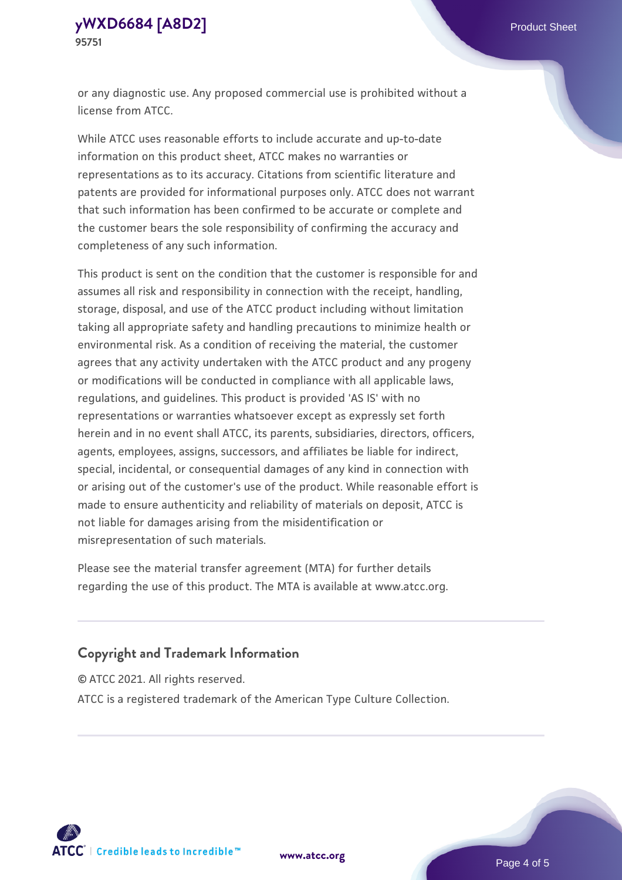or any diagnostic use. Any proposed commercial use is prohibited without a license from ATCC.

While ATCC uses reasonable efforts to include accurate and up-to-date information on this product sheet, ATCC makes no warranties or representations as to its accuracy. Citations from scientific literature and patents are provided for informational purposes only. ATCC does not warrant that such information has been confirmed to be accurate or complete and the customer bears the sole responsibility of confirming the accuracy and completeness of any such information.

This product is sent on the condition that the customer is responsible for and assumes all risk and responsibility in connection with the receipt, handling, storage, disposal, and use of the ATCC product including without limitation taking all appropriate safety and handling precautions to minimize health or environmental risk. As a condition of receiving the material, the customer agrees that any activity undertaken with the ATCC product and any progeny or modifications will be conducted in compliance with all applicable laws, regulations, and guidelines. This product is provided 'AS IS' with no representations or warranties whatsoever except as expressly set forth herein and in no event shall ATCC, its parents, subsidiaries, directors, officers, agents, employees, assigns, successors, and affiliates be liable for indirect, special, incidental, or consequential damages of any kind in connection with or arising out of the customer's use of the product. While reasonable effort is made to ensure authenticity and reliability of materials on deposit, ATCC is not liable for damages arising from the misidentification or misrepresentation of such materials.

Please see the material transfer agreement (MTA) for further details regarding the use of this product. The MTA is available at www.atcc.org.

## Copyright and Trademark Information

© ATCC 2021. All rights reserved.

ATCC is a registered trademark of the American Type Culture Collection.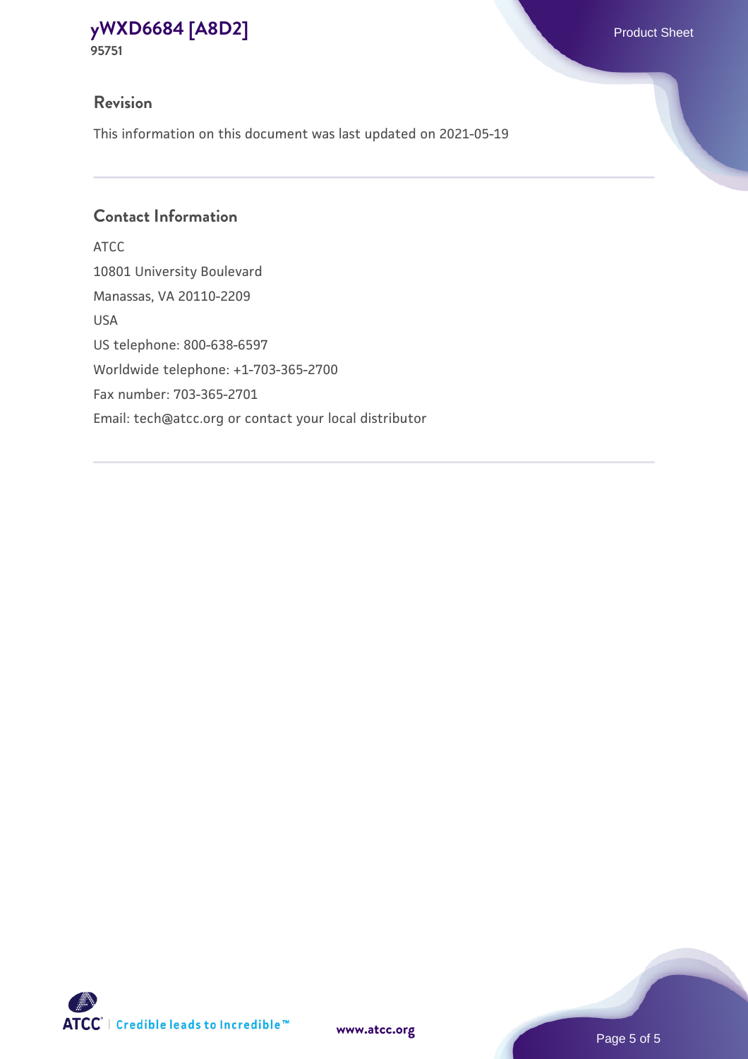## Revision

This information on this document was last updated on 2021-05-19

## Contact Information

ATCC
10801 University Boulevard
Manassas, VA 20110-2209
USA
US telephone: 800-638-6597
Worldwide telephone: +1-703-365-2700
Fax number: 703-365-2701
Email: tech@atcc.org or contact your local distributor